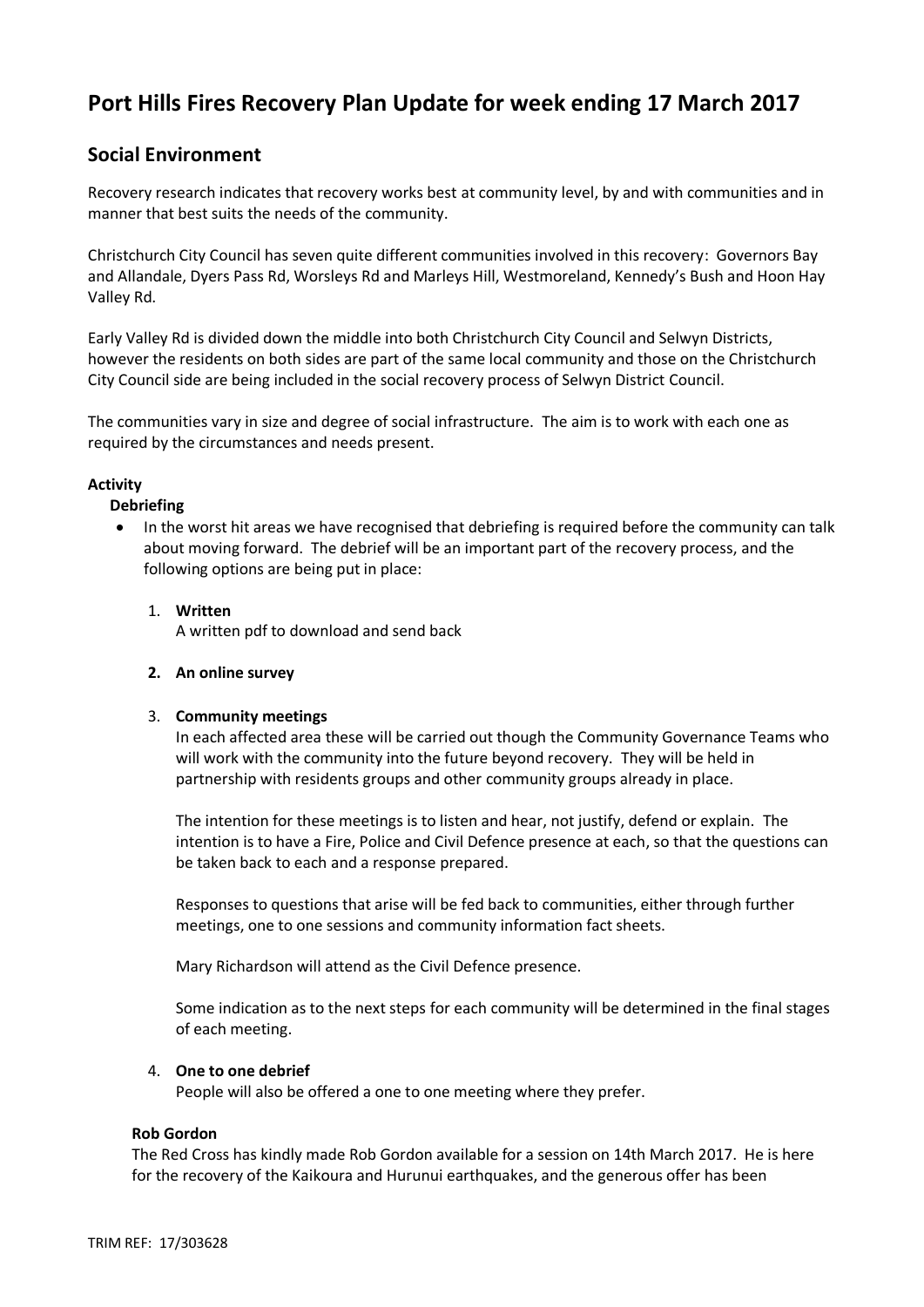# Port Hills Fires Recovery Plan Update for week ending 17 March 2017

## Social Environment

Recovery research indicates that recovery works best at community level, by and with communities and in manner that best suits the needs of the community.

Christchurch City Council has seven quite different communities involved in this recovery: Governors Bay and Allandale, Dyers Pass Rd, Worsleys Rd and Marleys Hill, Westmoreland, Kennedy's Bush and Hoon Hay Valley Rd.

Early Valley Rd is divided down the middle into both Christchurch City Council and Selwyn Districts, however the residents on both sides are part of the same local community and those on the Christchurch City Council side are being included in the social recovery process of Selwyn District Council.

The communities vary in size and degree of social infrastructure. The aim is to work with each one as required by the circumstances and needs present.

**Activity**

**Debriefing**

- In the worst hit areas we have recognised that debriefing is required before the community can talk about moving forward. The debrief will be an important part of the recovery process, and the following options are being put in place:

1. **Written**
   A written pdf to download and send back

2. **An online survey**

3. **Community meetings**
   In each affected area these will be carried out though the Community Governance Teams who will work with the community into the future beyond recovery. They will be held in partnership with residents groups and other community groups already in place.

   The intention for these meetings is to listen and hear, not justify, defend or explain. The intention is to have a Fire, Police and Civil Defence presence at each, so that the questions can be taken back to each and a response prepared.

   Responses to questions that arise will be fed back to communities, either through further meetings, one to one sessions and community information fact sheets.

   Mary Richardson will attend as the Civil Defence presence.

   Some indication as to the next steps for each community will be determined in the final stages of each meeting.

4. **One to one debrief**
   People will also be offered a one to one meeting where they prefer.

**Rob Gordon**

The Red Cross has kindly made Rob Gordon available for a session on 14th March 2017. He is here for the recovery of the Kaikoura and Hurunui earthquakes, and the generous offer has been

TRIM REF: 17/303628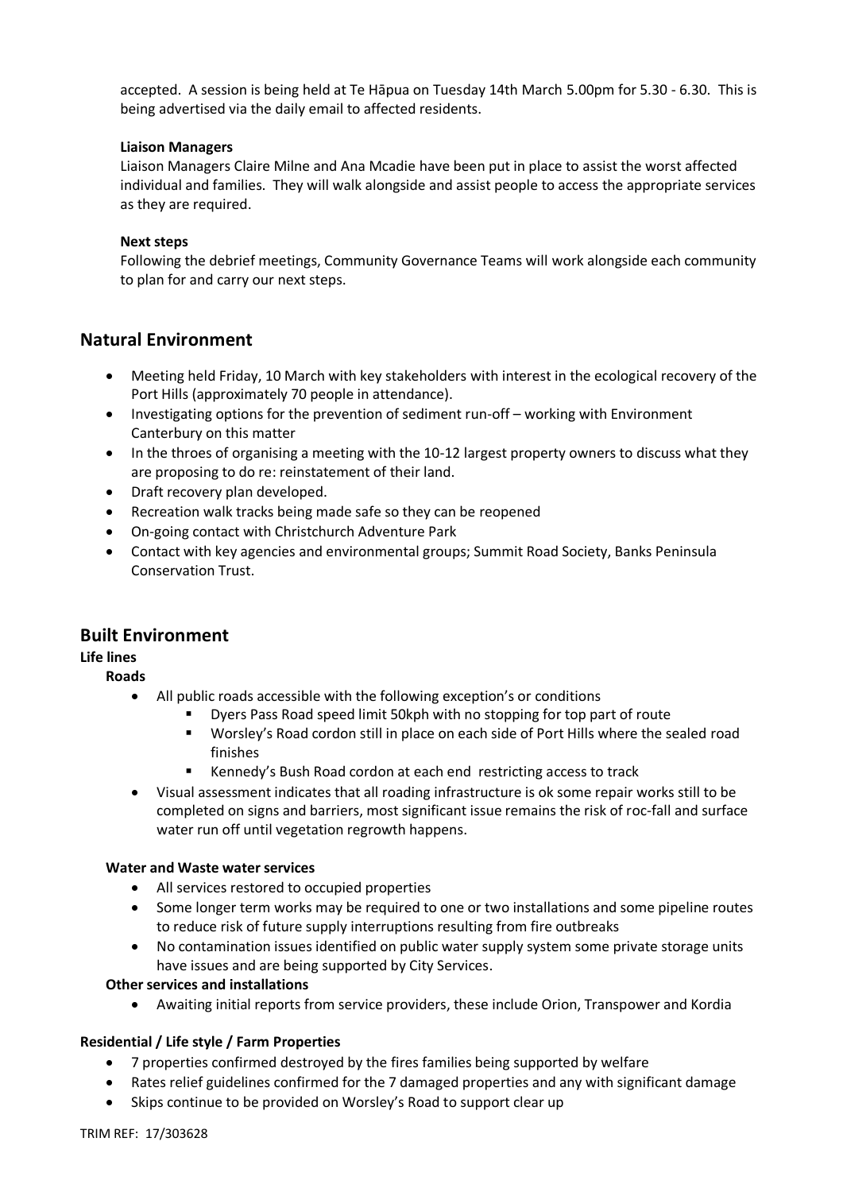accepted. A session is being held at Te Hāpua on Tuesday 14th March 5.00pm for 5.30 - 6.30. This is being advertised via the daily email to affected residents.

**Liaison Managers**

Liaison Managers Claire Milne and Ana Mcadie have been put in place to assist the worst affected individual and families. They will walk alongside and assist people to access the appropriate services as they are required.

**Next steps**

Following the debrief meetings, Community Governance Teams will work alongside each community to plan for and carry our next steps.

## Natural Environment

- Meeting held Friday, 10 March with key stakeholders with interest in the ecological recovery of the Port Hills (approximately 70 people in attendance).
- Investigating options for the prevention of sediment run-off – working with Environment Canterbury on this matter
- In the throes of organising a meeting with the 10-12 largest property owners to discuss what they are proposing to do re: reinstatement of their land.
- Draft recovery plan developed.
- Recreation walk tracks being made safe so they can be reopened
- On-going contact with Christchurch Adventure Park
- Contact with key agencies and environmental groups; Summit Road Society, Banks Peninsula Conservation Trust.

## Built Environment

**Life lines**

**Roads**

- All public roads accessible with the following exception's or conditions
  - Dyers Pass Road speed limit 50kph with no stopping for top part of route
  - Worsley's Road cordon still in place on each side of Port Hills where the sealed road finishes
  - Kennedy's Bush Road cordon at each end restricting access to track
- Visual assessment indicates that all roading infrastructure is ok some repair works still to be completed on signs and barriers, most significant issue remains the risk of roc-fall and surface water run off until vegetation regrowth happens.

**Water and Waste water services**

- All services restored to occupied properties
- Some longer term works may be required to one or two installations and some pipeline routes to reduce risk of future supply interruptions resulting from fire outbreaks
- No contamination issues identified on public water supply system some private storage units have issues and are being supported by City Services.

**Other services and installations**

- Awaiting initial reports from service providers, these include Orion, Transpower and Kordia

**Residential / Life style / Farm Properties**

- 7 properties confirmed destroyed by the fires families being supported by welfare
- Rates relief guidelines confirmed for the 7 damaged properties and any with significant damage
- Skips continue to be provided on Worsley's Road to support clear up

TRIM REF: 17/303628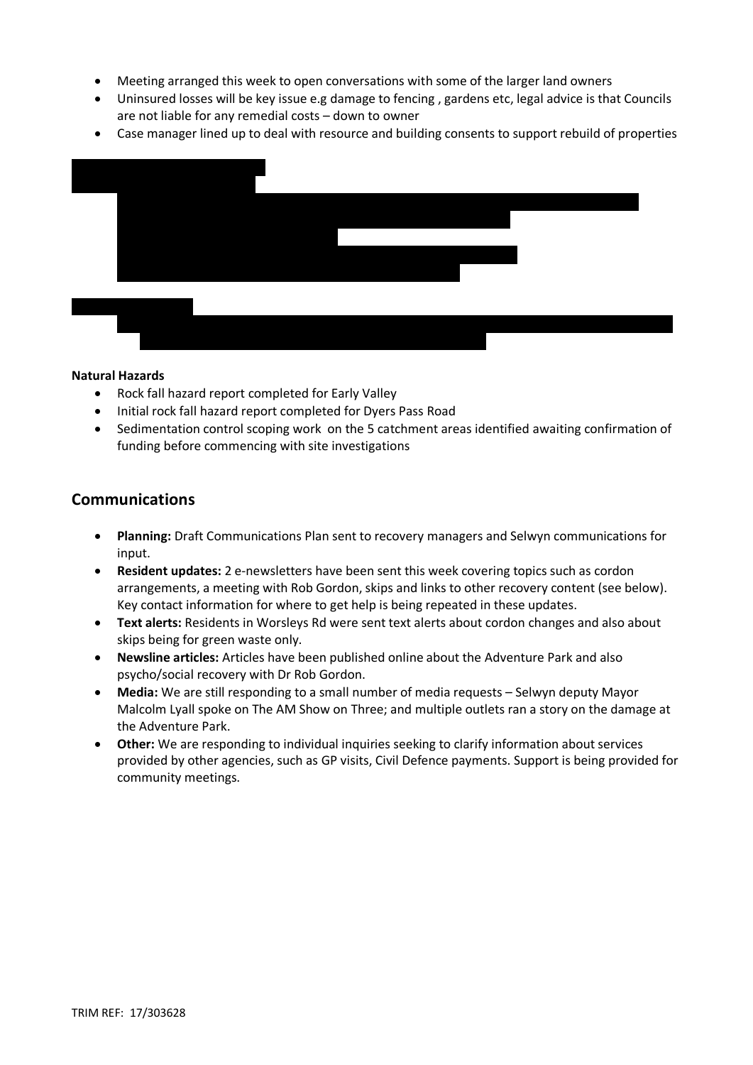- Meeting arranged this week to open conversations with some of the larger land owners
- Uninsured losses will be key issue e.g damage to fencing , gardens etc, legal advice is that Councils are not liable for any remedial costs – down to owner
- Case manager lined up to deal with resource and building consents to support rebuild of properties

**Natural Hazards**

- Rock fall hazard report completed for Early Valley
- Initial rock fall hazard report completed for Dyers Pass Road
- Sedimentation control scoping work on the 5 catchment areas identified awaiting confirmation of funding before commencing with site investigations

## Communications

- **Planning:** Draft Communications Plan sent to recovery managers and Selwyn communications for input.
- **Resident updates:** 2 e-newsletters have been sent this week covering topics such as cordon arrangements, a meeting with Rob Gordon, skips and links to other recovery content (see below). Key contact information for where to get help is being repeated in these updates.
- **Text alerts:** Residents in Worsleys Rd were sent text alerts about cordon changes and also about skips being for green waste only.
- **Newsline articles:** Articles have been published online about the Adventure Park and also psycho/social recovery with Dr Rob Gordon.
- **Media:** We are still responding to a small number of media requests – Selwyn deputy Mayor Malcolm Lyall spoke on The AM Show on Three; and multiple outlets ran a story on the damage at the Adventure Park.
- **Other:** We are responding to individual inquiries seeking to clarify information about services provided by other agencies, such as GP visits, Civil Defence payments. Support is being provided for community meetings.

TRIM REF: 17/303628